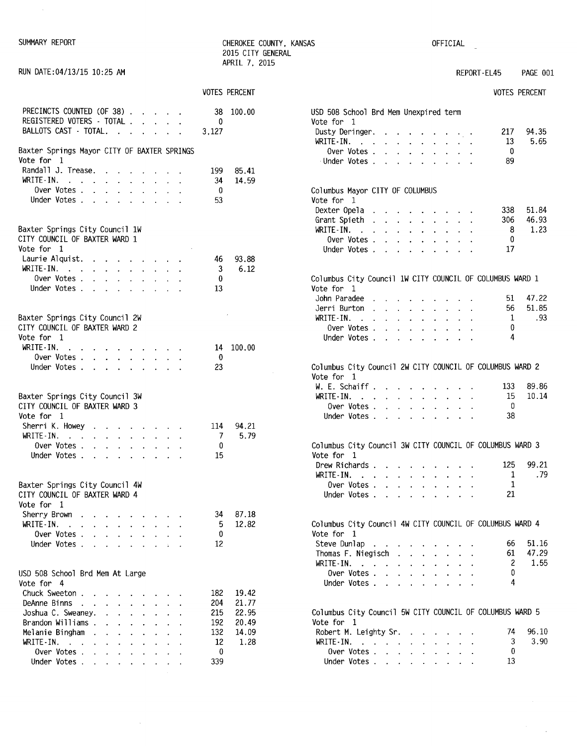SUMMARY REPORT

CHEROKEE COUNTY, KANSAS
2015 CITY GENERAL
APRIL 7, 2015

OFFICIAL

RUN DATE:04/13/15 10:25 AM

REPORT-EL45 PAGE 001

| | VOTES | PERCENT |
|---|---|---|
| PRECINCTS COUNTED (OF 38) | 38 | 100.00 |
| REGISTERED VOTERS - TOTAL | 0 | |
| BALLOTS CAST - TOTAL | 3,127 | |

**Baxter Springs Mayor CITY OF BAXTER SPRINGS**
Vote for 1

| | VOTES | PERCENT |
|---|---|---|
| Randall J. Trease | 199 | 85.41 |
| WRITE-IN | 34 | 14.59 |
| Over Votes | 0 | |
| Under Votes | 53 | |

**Baxter Springs City Council 1W**
**CITY COUNCIL OF BAXTER WARD 1**
Vote for 1

| | VOTES | PERCENT |
|---|---|---|
| Laurie Alquist | 46 | 93.88 |
| WRITE-IN | 3 | 6.12 |
| Over Votes | 0 | |
| Under Votes | 13 | |

**Baxter Springs City Council 2W**
**CITY COUNCIL OF BAXTER WARD 2**
Vote for 1

| | VOTES | PERCENT |
|---|---|---|
| WRITE-IN | 14 | 100.00 |
| Over Votes | 0 | |
| Under Votes | 23 | |

**Baxter Springs City Council 3W**
**CITY COUNCIL OF BAXTER WARD 3**
Vote for 1

| | VOTES | PERCENT |
|---|---|---|
| Sherri K. Howey | 114 | 94.21 |
| WRITE-IN | 7 | 5.79 |
| Over Votes | 0 | |
| Under Votes | 15 | |

**Baxter Springs City Council 4W**
**CITY COUNCIL OF BAXTER WARD 4**
Vote for 1

| | VOTES | PERCENT |
|---|---|---|
| Sherry Brown | 34 | 87.18 |
| WRITE-IN | 5 | 12.82 |
| Over Votes | 0 | |
| Under Votes | 12 | |

**USD 508 School Brd Mem At Large**
Vote for 4

| | VOTES | PERCENT |
|---|---|---|
| Chuck Sweeton | 182 | 19.42 |
| DeAnne Binns | 204 | 21.77 |
| Joshua C. Sweaney | 215 | 22.95 |
| Brandon Williams | 192 | 20.49 |
| Melanie Bingham | 132 | 14.09 |
| WRITE-IN | 12 | 1.28 |
| Over Votes | 0 | |
| Under Votes | 339 | |

**USD 508 School Brd Mem Unexpired term**
Vote for 1

| | VOTES | PERCENT |
|---|---|---|
| Dusty Deringer | 217 | 94.35 |
| WRITE-IN | 13 | 5.65 |
| Over Votes | 0 | |
| Under Votes | 89 | |

**Columbus Mayor CITY OF COLUMBUS**
Vote for 1

| | VOTES | PERCENT |
|---|---|---|
| Dexter Opela | 338 | 51.84 |
| Grant Spieth | 306 | 46.93 |
| WRITE-IN | 8 | 1.23 |
| Over Votes | 0 | |
| Under Votes | 17 | |

**Columbus City Council 1W CITY COUNCIL OF COLUMBUS WARD 1**
Vote for 1

| | VOTES | PERCENT |
|---|---|---|
| John Paradee | 51 | 47.22 |
| Jerri Burton | 56 | 51.85 |
| WRITE-IN | 1 | .93 |
| Over Votes | 0 | |
| Under Votes | 4 | |

**Columbus City Council 2W CITY COUNCIL OF COLUMBUS WARD 2**
Vote for 1

| | VOTES | PERCENT |
|---|---|---|
| W. E. Schaiff | 133 | 89.86 |
| WRITE-IN | 15 | 10.14 |
| Over Votes | 0 | |
| Under Votes | 38 | |

**Columbus City Council 3W CITY COUNCIL OF COLUMBUS WARD 3**
Vote for 1

| | VOTES | PERCENT |
|---|---|---|
| Drew Richards | 125 | 99.21 |
| WRITE-IN | 1 | .79 |
| Over Votes | 1 | |
| Under Votes | 21 | |

**Columbus City Council 4W CITY COUNCIL OF COLUMBUS WARD 4**
Vote for 1

| | VOTES | PERCENT |
|---|---|---|
| Steve Dunlap | 66 | 51.16 |
| Thomas F. Niegisch | 61 | 47.29 |
| WRITE-IN | 2 | 1.55 |
| Over Votes | 0 | |
| Under Votes | 4 | |

**Columbus City Council 5W CITY COUNCIL OF COLUMBUS WARD 5**
Vote for 1

| | VOTES | PERCENT |
|---|---|---|
| Robert M. Leighty Sr. | 74 | 96.10 |
| WRITE-IN | 3 | 3.90 |
| Over Votes | 0 | |
| Under Votes | 13 | |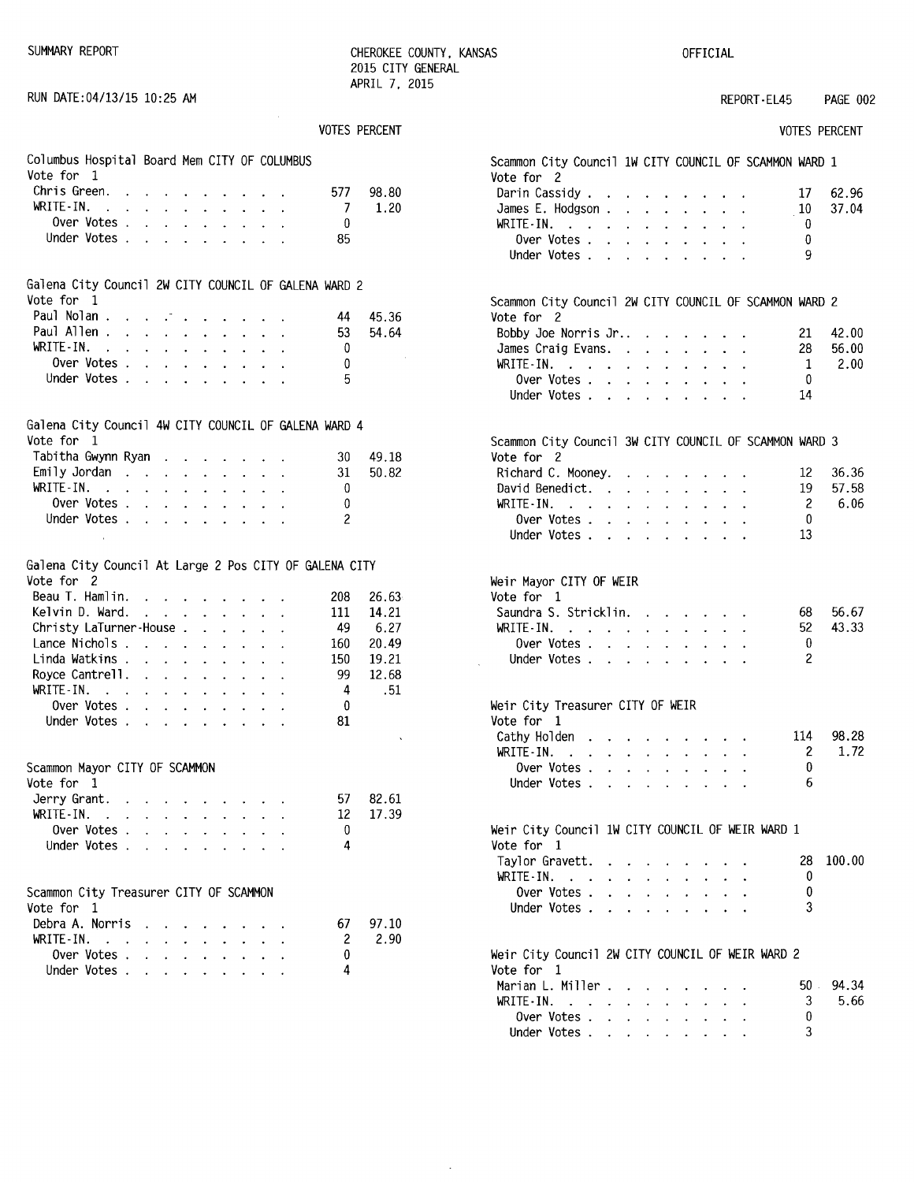SUMMARY REPORT

CHEROKEE COUNTY, KANSAS
2015 CITY GENERAL
APRIL 7, 2015

OFFICIAL

RUN DATE:04/13/15 10:25 AM

REPORT-EL45

## Columbus Hospital Board Mem CITY OF COLUMBUS
Vote for 1

| | VOTES | PERCENT |
|---|---|---|
| Chris Green | 577 | 98.80 |
| WRITE-IN. | 7 | 1.20 |
| Over Votes | 0 | |
| Under Votes | 85 | |

## Galena City Council 2W CITY COUNCIL OF GALENA WARD 2
Vote for 1

| | VOTES | PERCENT |
|---|---|---|
| Paul Nolan | 44 | 45.36 |
| Paul Allen | 53 | 54.64 |
| WRITE-IN. | 0 | |
| Over Votes | 0 | |
| Under Votes | 5 | |

## Galena City Council 4W CITY COUNCIL OF GALENA WARD 4
Vote for 1

| | VOTES | PERCENT |
|---|---|---|
| Tabitha Gwynn Ryan | 30 | 49.18 |
| Emily Jordan | 31 | 50.82 |
| WRITE-IN. | 0 | |
| Over Votes | 0 | |
| Under Votes | 2 | |

## Galena City Council At Large 2 Pos CITY OF GALENA CITY
Vote for 2

| | VOTES | PERCENT |
|---|---|---|
| Beau T. Hamlin | 208 | 26.63 |
| Kelvin D. Ward | 111 | 14.21 |
| Christy LaTurner-House | 49 | 6.27 |
| Lance Nichols | 160 | 20.49 |
| Linda Watkins | 150 | 19.21 |
| Royce Cantrell | 99 | 12.68 |
| WRITE-IN. | 4 | .51 |
| Over Votes | 0 | |
| Under Votes | 81 | |

## Scammon Mayor CITY OF SCAMMON
Vote for 1

| | VOTES | PERCENT |
|---|---|---|
| Jerry Grant | 57 | 82.61 |
| WRITE-IN. | 12 | 17.39 |
| Over Votes | 0 | |
| Under Votes | 4 | |

## Scammon City Treasurer CITY OF SCAMMON
Vote for 1

| | VOTES | PERCENT |
|---|---|---|
| Debra A. Norris | 67 | 97.10 |
| WRITE-IN. | 2 | 2.90 |
| Over Votes | 0 | |
| Under Votes | 4 | |

## Scammon City Council 1W CITY COUNCIL OF SCAMMON WARD 1
Vote for 2

| | VOTES | PERCENT |
|---|---|---|
| Darin Cassidy | 17 | 62.96 |
| James E. Hodgson | 10 | 37.04 |
| WRITE-IN. | 0 | |
| Over Votes | 0 | |
| Under Votes | 9 | |

## Scammon City Council 2W CITY COUNCIL OF SCAMMON WARD 2
Vote for 2

| | VOTES | PERCENT |
|---|---|---|
| Bobby Joe Norris Jr. | 21 | 42.00 |
| James Craig Evans | 28 | 56.00 |
| WRITE-IN. | 1 | 2.00 |
| Over Votes | 0 | |
| Under Votes | 14 | |

## Scammon City Council 3W CITY COUNCIL OF SCAMMON WARD 3
Vote for 2

| | VOTES | PERCENT |
|---|---|---|
| Richard C. Mooney | 12 | 36.36 |
| David Benedict | 19 | 57.58 |
| WRITE-IN. | 2 | 6.06 |
| Over Votes | 0 | |
| Under Votes | 13 | |

## Weir Mayor CITY OF WEIR
Vote for 1

| | VOTES | PERCENT |
|---|---|---|
| Saundra S. Stricklin | 68 | 56.67 |
| WRITE-IN. | 52 | 43.33 |
| Over Votes | 0 | |
| Under Votes | 2 | |

## Weir City Treasurer CITY OF WEIR
Vote for 1

| | VOTES | PERCENT |
|---|---|---|
| Cathy Holden | 114 | 98.28 |
| WRITE-IN. | 2 | 1.72 |
| Over Votes | 0 | |
| Under Votes | 6 | |

## Weir City Council 1W CITY COUNCIL OF WEIR WARD 1
Vote for 1

| | VOTES | PERCENT |
|---|---|---|
| Taylor Gravett | 28 | 100.00 |
| WRITE-IN. | 0 | |
| Over Votes | 0 | |
| Under Votes | 3 | |

## Weir City Council 2W CITY COUNCIL OF WEIR WARD 2
Vote for 1

| | VOTES | PERCENT |
|---|---|---|
| Marian L. Miller | 50 | 94.34 |
| WRITE-IN. | 3 | 5.66 |
| Over Votes | 0 | |
| Under Votes | 3 | |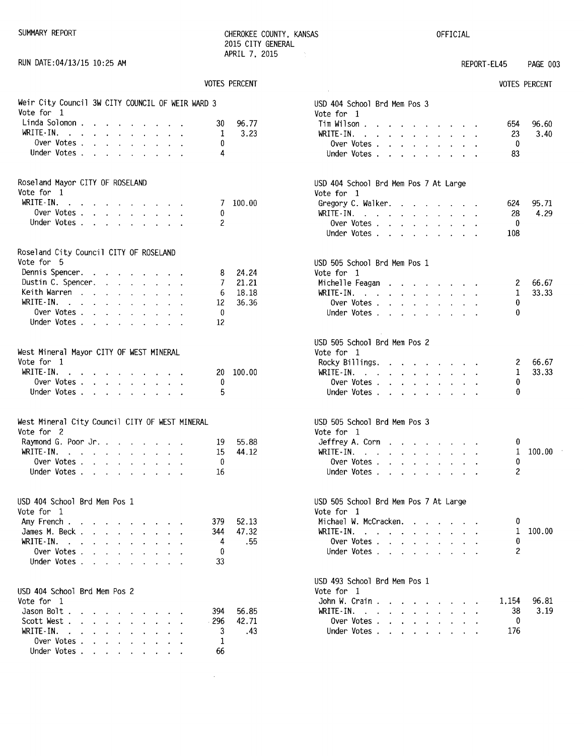SUMMARY REPORT

CHEROKEE COUNTY, KANSAS
2015 CITY GENERAL
APRIL 7, 2015

OFFICIAL

RUN DATE:04/13/15 10:25 AM

REPORT-EL45

### Weir City Council 3W CITY COUNCIL OF WEIR WARD 3
Vote for 1

| | VOTES | PERCENT |
|---|---|---|
| Linda Solomon | 30 | 96.77 |
| WRITE-IN. | 1 | 3.23 |
| Over Votes | 0 | |
| Under Votes | 4 | |

### Roseland Mayor CITY OF ROSELAND
Vote for 1

| | VOTES | PERCENT |
|---|---|---|
| WRITE-IN. | 7 | 100.00 |
| Over Votes | 0 | |
| Under Votes | 2 | |

### Roseland City Council CITY OF ROSELAND
Vote for 5

| | VOTES | PERCENT |
|---|---|---|
| Dennis Spencer. | 8 | 24.24 |
| Dustin C. Spencer. | 7 | 21.21 |
| Keith Warren | 6 | 18.18 |
| WRITE-IN. | 12 | 36.36 |
| Over Votes | 0 | |
| Under Votes | 12 | |

### West Mineral Mayor CITY OF WEST MINERAL
Vote for 1

| | VOTES | PERCENT |
|---|---|---|
| WRITE-IN. | 20 | 100.00 |
| Over Votes | 0 | |
| Under Votes | 5 | |

### West Mineral City Council CITY OF WEST MINERAL
Vote for 2

| | VOTES | PERCENT |
|---|---|---|
| Raymond G. Poor Jr. | 19 | 55.88 |
| WRITE-IN. | 15 | 44.12 |
| Over Votes | 0 | |
| Under Votes | 16 | |

### USD 404 School Brd Mem Pos 1
Vote for 1

| | VOTES | PERCENT |
|---|---|---|
| Amy French | 379 | 52.13 |
| James M. Beck | 344 | 47.32 |
| WRITE-IN. | 4 | .55 |
| Over Votes | 0 | |
| Under Votes | 33 | |

### USD 404 School Brd Mem Pos 2
Vote for 1

| | VOTES | PERCENT |
|---|---|---|
| Jason Bolt | 394 | 56.85 |
| Scott West | 296 | 42.71 |
| WRITE-IN. | 3 | .43 |
| Over Votes | 1 | |
| Under Votes | 66 | |

### USD 404 School Brd Mem Pos 3
Vote for 1

| | VOTES | PERCENT |
|---|---|---|
| Tim Wilson | 654 | 96.60 |
| WRITE-IN. | 23 | 3.40 |
| Over Votes | 0 | |
| Under Votes | 83 | |

### USD 404 School Brd Mem Pos 7 At Large
Vote for 1

| | VOTES | PERCENT |
|---|---|---|
| Gregory C. Walker. | 624 | 95.71 |
| WRITE-IN. | 28 | 4.29 |
| Over Votes | 0 | |
| Under Votes | 108 | |

### USD 505 School Brd Mem Pos 1
Vote for 1

| | VOTES | PERCENT |
|---|---|---|
| Michelle Feagan | 2 | 66.67 |
| WRITE-IN. | 1 | 33.33 |
| Over Votes | 0 | |
| Under Votes | 0 | |

### USD 505 School Brd Mem Pos 2
Vote for 1

| | VOTES | PERCENT |
|---|---|---|
| Rocky Billings. | 2 | 66.67 |
| WRITE-IN. | 1 | 33.33 |
| Over Votes | 0 | |
| Under Votes | 0 | |

### USD 505 School Brd Mem Pos 3
Vote for 1

| | VOTES | PERCENT |
|---|---|---|
| Jeffrey A. Corn | 0 | |
| WRITE-IN. | 1 | 100.00 |
| Over Votes | 0 | |
| Under Votes | 2 | |

### USD 505 School Brd Mem Pos 7 At Large
Vote for 1

| | VOTES | PERCENT |
|---|---|---|
| Michael W. McCracken. | 0 | |
| WRITE-IN. | 1 | 100.00 |
| Over Votes | 0 | |
| Under Votes | 2 | |

### USD 493 School Brd Mem Pos 1
Vote for 1

| | VOTES | PERCENT |
|---|---|---|
| John W. Crain | 1,154 | 96.81 |
| WRITE-IN. | 38 | 3.19 |
| Over Votes | 0 | |
| Under Votes | 176 | |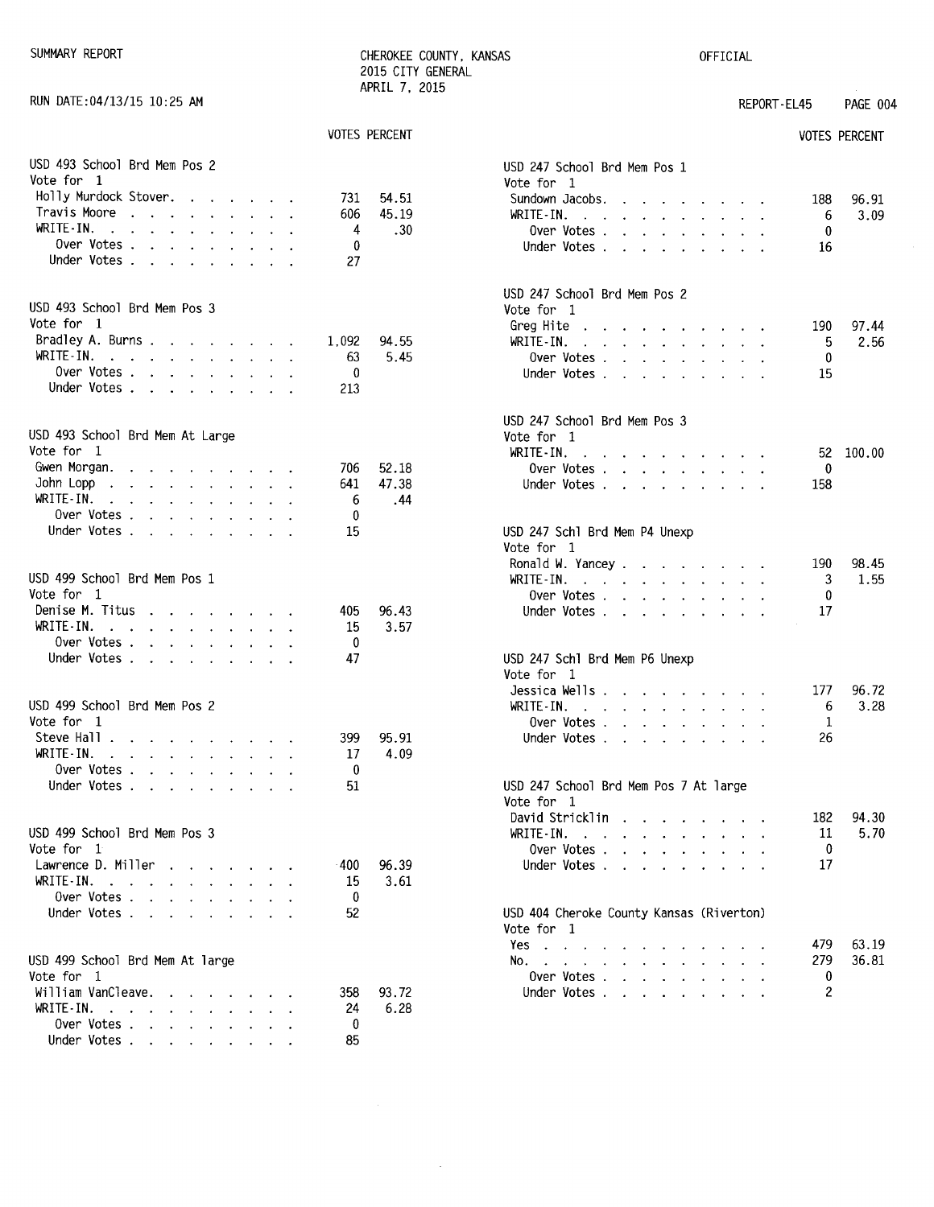SUMMARY REPORT

CHEROKEE COUNTY, KANSAS
2015 CITY GENERAL
APRIL 7, 2015

OFFICIAL

RUN DATE:04/13/15 10:25 AM

REPORT-EL45

### USD 493 School Brd Mem Pos 2
Vote for 1

| | VOTES | PERCENT |
|---|---|---|
| Holly Murdock Stover | 731 | 54.51 |
| Travis Moore | 606 | 45.19 |
| WRITE-IN. | 4 | .30 |
| Over Votes | 0 | |
| Under Votes | 27 | |

### USD 493 School Brd Mem Pos 3
Vote for 1

| | VOTES | PERCENT |
|---|---|---|
| Bradley A. Burns | 1,092 | 94.55 |
| WRITE-IN. | 63 | 5.45 |
| Over Votes | 0 | |
| Under Votes | 213 | |

### USD 493 School Brd Mem At Large
Vote for 1

| | VOTES | PERCENT |
|---|---|---|
| Gwen Morgan | 706 | 52.18 |
| John Lopp | 641 | 47.38 |
| WRITE-IN. | 6 | .44 |
| Over Votes | 0 | |
| Under Votes | 15 | |

### USD 499 School Brd Mem Pos 1
Vote for 1

| | VOTES | PERCENT |
|---|---|---|
| Denise M. Titus | 405 | 96.43 |
| WRITE-IN. | 15 | 3.57 |
| Over Votes | 0 | |
| Under Votes | 47 | |

### USD 499 School Brd Mem Pos 2
Vote for 1

| | VOTES | PERCENT |
|---|---|---|
| Steve Hall | 399 | 95.91 |
| WRITE-IN. | 17 | 4.09 |
| Over Votes | 0 | |
| Under Votes | 51 | |

### USD 499 School Brd Mem Pos 3
Vote for 1

| | VOTES | PERCENT |
|---|---|---|
| Lawrence D. Miller | 400 | 96.39 |
| WRITE-IN. | 15 | 3.61 |
| Over Votes | 0 | |
| Under Votes | 52 | |

### USD 499 School Brd Mem At large
Vote for 1

| | VOTES | PERCENT |
|---|---|---|
| William VanCleave | 358 | 93.72 |
| WRITE-IN. | 24 | 6.28 |
| Over Votes | 0 | |
| Under Votes | 85 | |

### USD 247 School Brd Mem Pos 1
Vote for 1

| | VOTES | PERCENT |
|---|---|---|
| Sundown Jacobs | 188 | 96.91 |
| WRITE-IN. | 6 | 3.09 |
| Over Votes | 0 | |
| Under Votes | 16 | |

### USD 247 School Brd Mem Pos 2
Vote for 1

| | VOTES | PERCENT |
|---|---|---|
| Greg Hite | 190 | 97.44 |
| WRITE-IN. | 5 | 2.56 |
| Over Votes | 0 | |
| Under Votes | 15 | |

### USD 247 School Brd Mem Pos 3
Vote for 1

| | VOTES | PERCENT |
|---|---|---|
| WRITE-IN. | 52 | 100.00 |
| Over Votes | 0 | |
| Under Votes | 158 | |

### USD 247 Schl Brd Mem P4 Unexp
Vote for 1

| | VOTES | PERCENT |
|---|---|---|
| Ronald W. Yancey | 190 | 98.45 |
| WRITE-IN. | 3 | 1.55 |
| Over Votes | 0 | |
| Under Votes | 17 | |

### USD 247 Schl Brd Mem P6 Unexp
Vote for 1

| | VOTES | PERCENT |
|---|---|---|
| Jessica Wells | 177 | 96.72 |
| WRITE-IN. | 6 | 3.28 |
| Over Votes | 1 | |
| Under Votes | 26 | |

### USD 247 School Brd Mem Pos 7 At large
Vote for 1

| | VOTES | PERCENT |
|---|---|---|
| David Stricklin | 182 | 94.30 |
| WRITE-IN. | 11 | 5.70 |
| Over Votes | 0 | |
| Under Votes | 17 | |

### USD 404 Cheroke County Kansas (Riverton)
Vote for 1

| | VOTES | PERCENT |
|---|---|---|
| Yes | 479 | 63.19 |
| No. | 279 | 36.81 |
| Over Votes | 0 | |
| Under Votes | 2 | |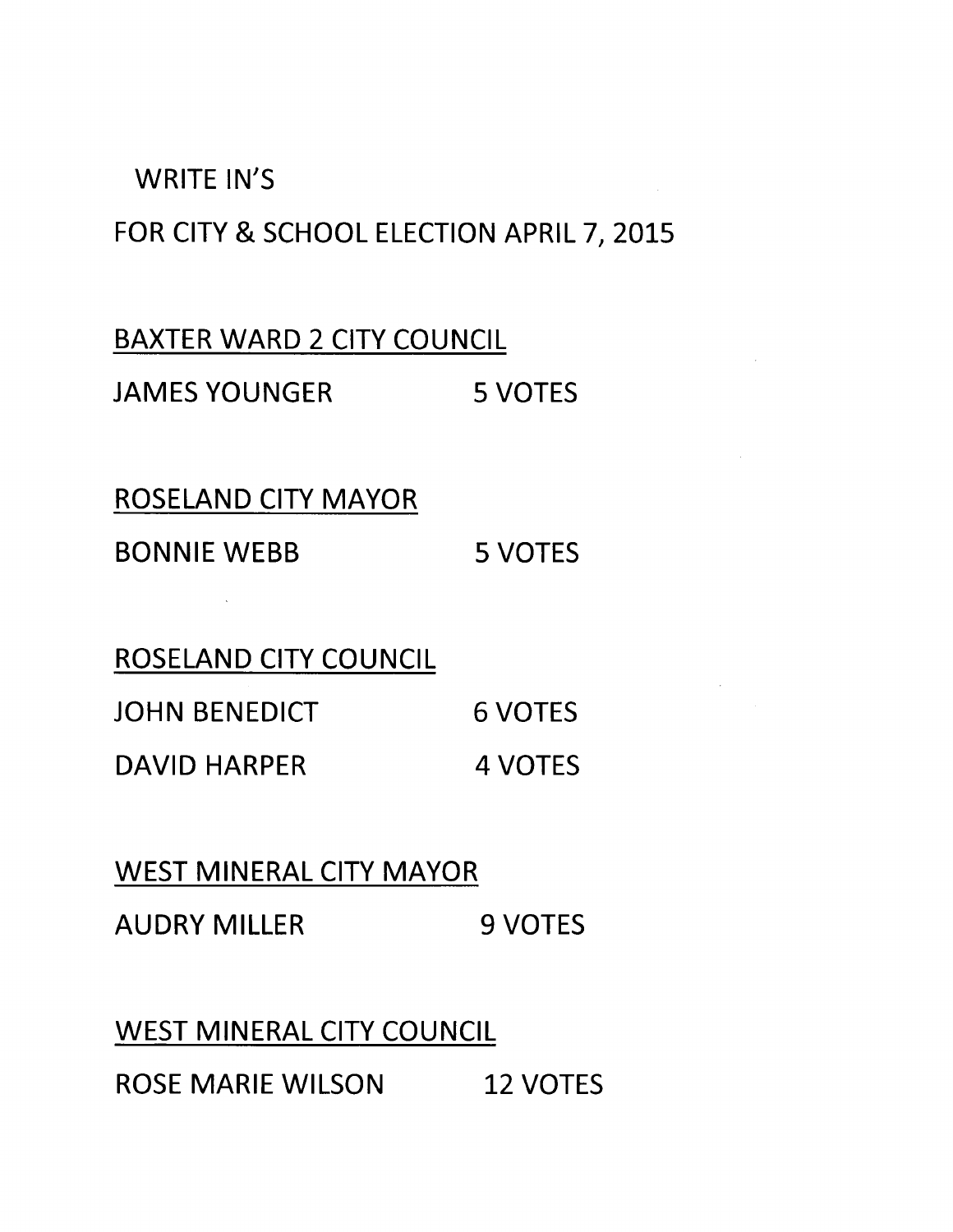WRITE IN'S

FOR CITY & SCHOOL ELECTION APRIL 7, 2015

<u>BAXTER WARD 2 CITY COUNCIL</u>

JAMES YOUNGER 5 VOTES

<u>ROSELAND CITY MAYOR</u>

BONNIE WEBB 5 VOTES

<u>ROSELAND CITY COUNCIL</u>

JOHN BENEDICT 6 VOTES

DAVID HARPER 4 VOTES

<u>WEST MINERAL CITY MAYOR</u>

AUDRY MILLER 9 VOTES

<u>WEST MINERAL CITY COUNCIL</u>

ROSE MARIE WILSON 12 VOTES